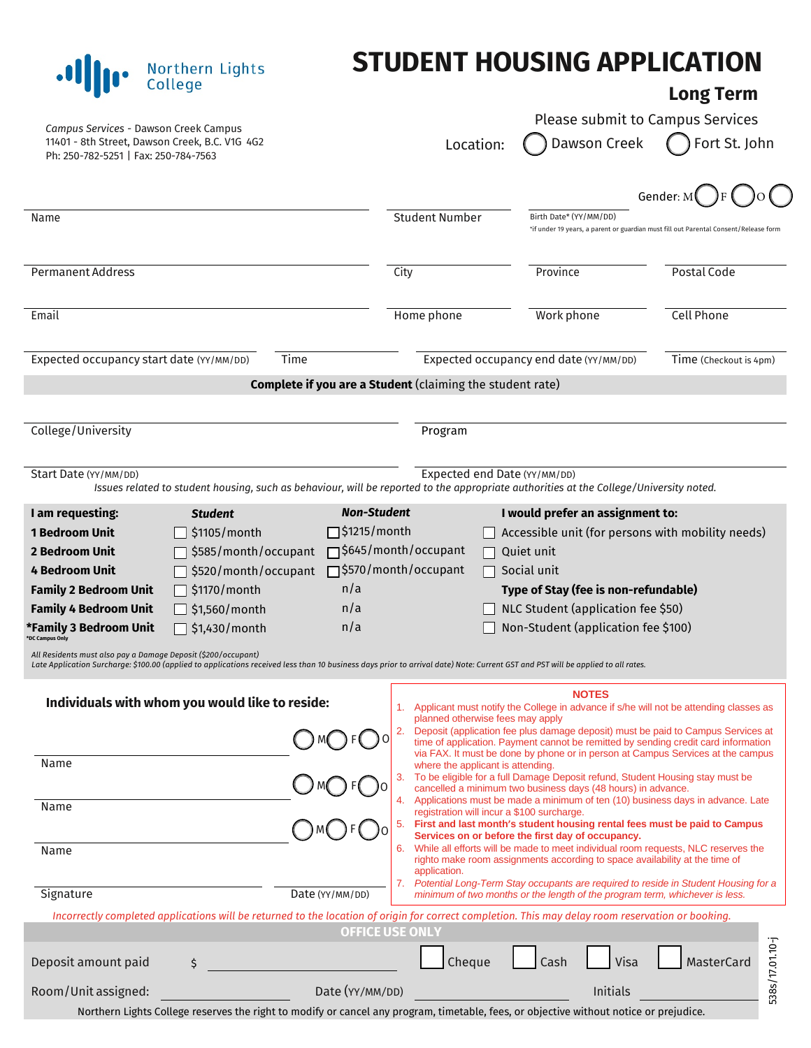Northern Lights College

# STUDENT HOUSING APPLICATION

## Long Term

*Campus Services* - Dawson Creek Campus
11401 - 8th Street, Dawson Creek, B.C. V1G 4G2
Ph: 250-782-5251 | Fax: 250-784-7563

Please submit to Campus Services

Location: ◯ Dawson Creek ◯ Fort St. John

Gender: M ◯ F ◯ O ◯

Name | Student Number | Birth Date* (YY/MM/DD)
*if under 19 years, a parent or guardian must fill out Parental Consent/Release form

Permanent Address | City | Province | Postal Code

Email | Home phone | Work phone | Cell Phone

Expected occupancy start date (YY/MM/DD) | Time | Expected occupancy end date (YY/MM/DD) | Time (Checkout is 4pm)

**Complete if you are a Student** (claiming the student rate)

College/University | Program

Start Date (YY/MM/DD) | Expected end Date (YY/MM/DD)

*Issues related to student housing, such as behaviour, will be reported to the appropriate authorities at the College/University noted.*

| I am requesting: | Student | Non-Student |
|---|---|---|
| 1 Bedroom Unit | ☐ $1105/month | ☐ $1215/month |
| 2 Bedroom Unit | ☐ $585/month/occupant | ☐ $645/month/occupant |
| 4 Bedroom Unit | ☐ $520/month/occupant | ☐ $570/month/occupant |
| Family 2 Bedroom Unit | ☐ $1170/month | n/a |
| Family 4 Bedroom Unit | ☐ $1,560/month | n/a |
| *Family 3 Bedroom Unit (*DC Campus Only) | ☐ $1,430/month | n/a |

**I would prefer an assignment to:**
- ☐ Accessible unit (for persons with mobility needs)
- ☐ Quiet unit
- ☐ Social unit

**Type of Stay (fee is non-refundable)**
- ☐ NLC Student (application fee $50)
- ☐ Non-Student (application fee $100)

*All Residents must also pay a Damage Deposit ($200/occupant)*
*Late Application Surcharge: $100.00 (applied to applications received less than 10 business days prior to arrival date) Note: Current GST and PST will be applied to all rates.*

### Individuals with whom you would like to reside:

Name ◯ M ◯ F ◯ O

Name ◯ M ◯ F ◯ O

Name ◯ M ◯ F ◯ O

Signature | Date (YY/MM/DD)

**NOTES**

1. Applicant must notify the College in advance if s/he will not be attending classes as planned otherwise fees may apply
2. Deposit (application fee plus damage deposit) must be paid to Campus Services at time of application. Payment cannot be remitted by sending credit card information via FAX. It must be done by phone or in person at Campus Services at the campus where the applicant is attending.
3. To be eligible for a full Damage Deposit refund, Student Housing stay must be cancelled a minimum two business days (48 hours) in advance.
4. Applications must be made a minimum of ten (10) business days in advance. Late registration will incur a $100 surcharge.
5. **First and last month's student housing rental fees must be paid to Campus Services on or before the first day of occupancy.**
6. While all efforts will be made to meet individual room requests, NLC reserves the righto make room assignments according to space availability at the time of application.
7. *Potential Long-Term Stay occupants are required to reside in Student Housing for a minimum of two months or the length of the program term, whichever is less.*

*Incorrectly completed applications will be returned to the location of origin for correct completion. This may delay room reservation or booking.*

**OFFICE USE ONLY**

Deposit amount paid $ ______ ☐ Cheque ☐ Cash ☐ Visa ☐ MasterCard

Room/Unit assigned: ______ Date (YY/MM/DD) ______ Initials ______

Northern Lights College reserves the right to modify or cancel any program, timetable, fees, or objective without notice or prejudice.

538s/17.01.10-j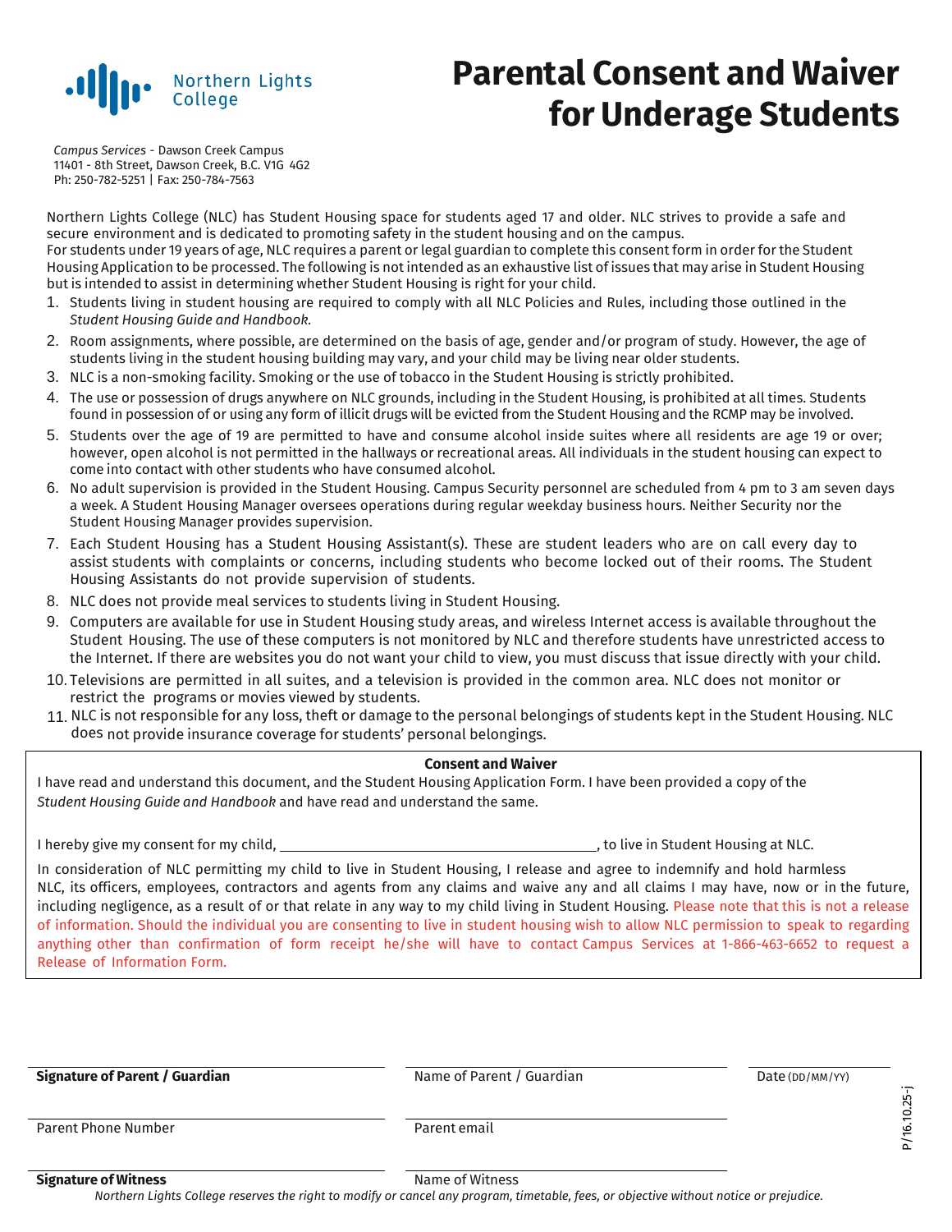Northern Lights College

# Parental Consent and Waiver for Underage Students

*Campus Services* - Dawson Creek Campus
11401 - 8th Street, Dawson Creek, B.C. V1G 4G2
Ph: 250-782-5251 | Fax: 250-784-7563

Northern Lights College (NLC) has Student Housing space for students aged 17 and older. NLC strives to provide a safe and secure environment and is dedicated to promoting safety in the student housing and on the campus.

For students under 19 years of age, NLC requires a parent or legal guardian to complete this consent form in order for the Student Housing Application to be processed. The following is not intended as an exhaustive list of issues that may arise in Student Housing but is intended to assist in determining whether Student Housing is right for your child.

1. Students living in student housing are required to comply with all NLC Policies and Rules, including those outlined in the *Student Housing Guide and Handbook.*
2. Room assignments, where possible, are determined on the basis of age, gender and/or program of study. However, the age of students living in the student housing building may vary, and your child may be living near older students.
3. NLC is a non-smoking facility. Smoking or the use of tobacco in the Student Housing is strictly prohibited.
4. The use or possession of drugs anywhere on NLC grounds, including in the Student Housing, is prohibited at all times. Students found in possession of or using any form of illicit drugs will be evicted from the Student Housing and the RCMP may be involved.
5. Students over the age of 19 are permitted to have and consume alcohol inside suites where all residents are age 19 or over; however, open alcohol is not permitted in the hallways or recreational areas. All individuals in the student housing can expect to come into contact with other students who have consumed alcohol.
6. No adult supervision is provided in the Student Housing. Campus Security personnel are scheduled from 4 pm to 3 am seven days a week. A Student Housing Manager oversees operations during regular weekday business hours. Neither Security nor the Student Housing Manager provides supervision.
7. Each Student Housing has a Student Housing Assistant(s). These are student leaders who are on call every day to assist students with complaints or concerns, including students who become locked out of their rooms. The Student Housing Assistants do not provide supervision of students.
8. NLC does not provide meal services to students living in Student Housing.
9. Computers are available for use in Student Housing study areas, and wireless Internet access is available throughout the Student Housing. The use of these computers is not monitored by NLC and therefore students have unrestricted access to the Internet. If there are websites you do not want your child to view, you must discuss that issue directly with your child.
10. Televisions are permitted in all suites, and a television is provided in the common area. NLC does not monitor or restrict the programs or movies viewed by students.
11. NLC is not responsible for any loss, theft or damage to the personal belongings of students kept in the Student Housing. NLC does not provide insurance coverage for students' personal belongings.

**Consent and Waiver**

I have read and understand this document, and the Student Housing Application Form. I have been provided a copy of the *Student Housing Guide and Handbook* and have read and understand the same.

I hereby give my consent for my child, ________________________________, to live in Student Housing at NLC.

In consideration of NLC permitting my child to live in Student Housing, I release and agree to indemnify and hold harmless NLC, its officers, employees, contractors and agents from any claims and waive any and all claims I may have, now or in the future, including negligence, as a result of or that relate in any way to my child living in Student Housing. Please note that this is not a release of information. Should the individual you are consenting to live in student housing wish to allow NLC permission to speak to regarding anything other than confirmation of form receipt he/she will have to contact Campus Services at 1-866-463-6652 to request a Release of Information Form.

**Signature of Parent / Guardian** ____________________ Name of Parent / Guardian ____________________ Date (DD/MM/YY) ____________

Parent Phone Number ____________________ Parent email ____________________

**Signature of Witness** ____________________ Name of Witness ____________________

P/16.10.25-j

*Northern Lights College reserves the right to modify or cancel any program, timetable, fees, or objective without notice or prejudice.*